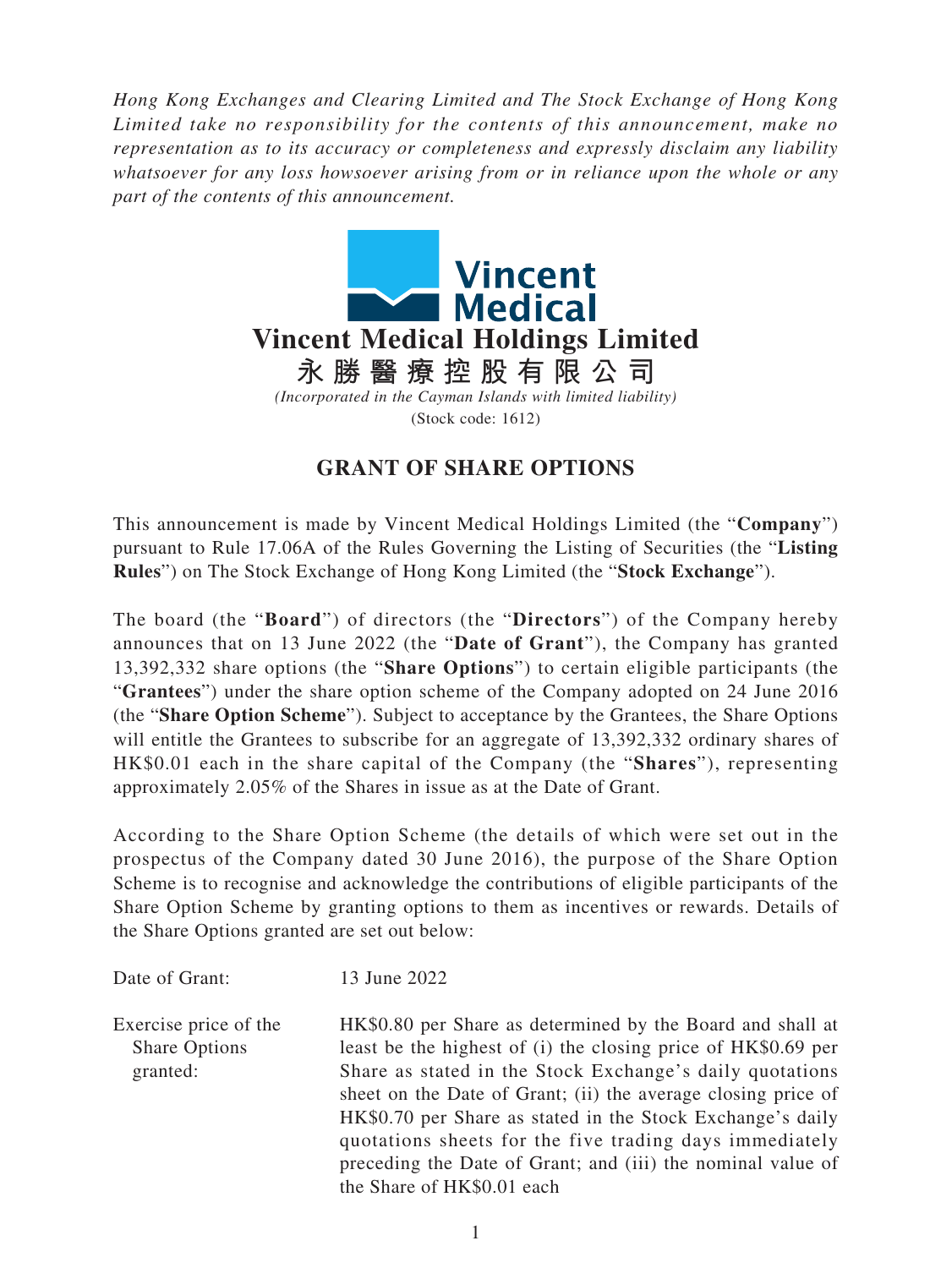*Hong Kong Exchanges and Clearing Limited and The Stock Exchange of Hong Kong Limited take no responsibility for the contents of this announcement, make no representation as to its accuracy or completeness and expressly disclaim any liability whatsoever for any loss howsoever arising from or in reliance upon the whole or any part of the contents of this announcement.*

**Vincent Medical Holdings Limited**

**永勝醫療控股有限公司**

*(Incorporated in the Cayman Islands with limited liability)*

(Stock code: 1612)

# GRANT OF SHARE OPTIONS

This announcement is made by Vincent Medical Holdings Limited (the "**Company**") pursuant to Rule 17.06A of the Rules Governing the Listing of Securities (the "**Listing Rules**") on The Stock Exchange of Hong Kong Limited (the "**Stock Exchange**").

The board (the "**Board**") of directors (the "**Directors**") of the Company hereby announces that on 13 June 2022 (the "**Date of Grant**"), the Company has granted 13,392,332 share options (the "**Share Options**") to certain eligible participants (the "**Grantees**") under the share option scheme of the Company adopted on 24 June 2016 (the "**Share Option Scheme**"). Subject to acceptance by the Grantees, the Share Options will entitle the Grantees to subscribe for an aggregate of 13,392,332 ordinary shares of HK$0.01 each in the share capital of the Company (the "**Shares**"), representing approximately 2.05% of the Shares in issue as at the Date of Grant.

According to the Share Option Scheme (the details of which were set out in the prospectus of the Company dated 30 June 2016), the purpose of the Share Option Scheme is to recognise and acknowledge the contributions of eligible participants of the Share Option Scheme by granting options to them as incentives or rewards. Details of the Share Options granted are set out below:

| | |
|---|---|
| Date of Grant: | 13 June 2022 |
| Exercise price of the Share Options granted: | HK$0.80 per Share as determined by the Board and shall at least be the highest of (i) the closing price of HK$0.69 per Share as stated in the Stock Exchange's daily quotations sheet on the Date of Grant; (ii) the average closing price of HK$0.70 per Share as stated in the Stock Exchange's daily quotations sheets for the five trading days immediately preceding the Date of Grant; and (iii) the nominal value of the Share of HK$0.01 each |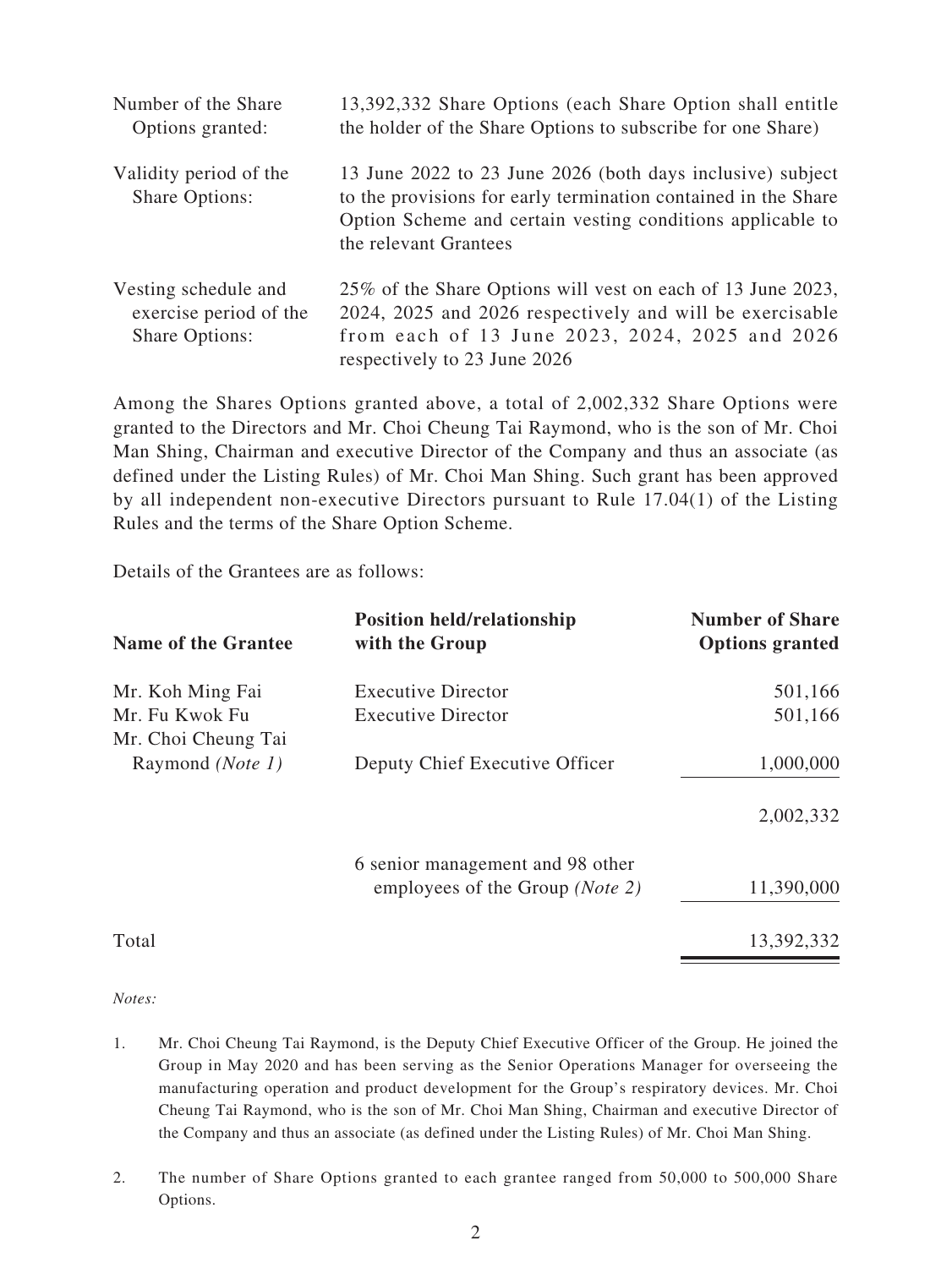| | |
|---|---|
| Number of the Share Options granted: | 13,392,332 Share Options (each Share Option shall entitle the holder of the Share Options to subscribe for one Share) |
| Validity period of the Share Options: | 13 June 2022 to 23 June 2026 (both days inclusive) subject to the provisions for early termination contained in the Share Option Scheme and certain vesting conditions applicable to the relevant Grantees |
| Vesting schedule and exercise period of the Share Options: | 25% of the Share Options will vest on each of 13 June 2023, 2024, 2025 and 2026 respectively and will be exercisable from each of 13 June 2023, 2024, 2025 and 2026 respectively to 23 June 2026 |

Among the Shares Options granted above, a total of 2,002,332 Share Options were granted to the Directors and Mr. Choi Cheung Tai Raymond, who is the son of Mr. Choi Man Shing, Chairman and executive Director of the Company and thus an associate (as defined under the Listing Rules) of Mr. Choi Man Shing. Such grant has been approved by all independent non-executive Directors pursuant to Rule 17.04(1) of the Listing Rules and the terms of the Share Option Scheme.

Details of the Grantees are as follows:

| Name of the Grantee | Position held/relationship with the Group | Number of Share Options granted |
|---|---|---|
| Mr. Koh Ming Fai | Executive Director | 501,166 |
| Mr. Fu Kwok Fu | Executive Director | 501,166 |
| Mr. Choi Cheung Tai Raymond *(Note 1)* | Deputy Chief Executive Officer | 1,000,000 |
| | | 2,002,332 |
| | 6 senior management and 98 other employees of the Group *(Note 2)* | 11,390,000 |
| Total | | 13,392,332 |

*Notes:*

1. Mr. Choi Cheung Tai Raymond, is the Deputy Chief Executive Officer of the Group. He joined the Group in May 2020 and has been serving as the Senior Operations Manager for overseeing the manufacturing operation and product development for the Group's respiratory devices. Mr. Choi Cheung Tai Raymond, who is the son of Mr. Choi Man Shing, Chairman and executive Director of the Company and thus an associate (as defined under the Listing Rules) of Mr. Choi Man Shing.

2. The number of Share Options granted to each grantee ranged from 50,000 to 500,000 Share Options.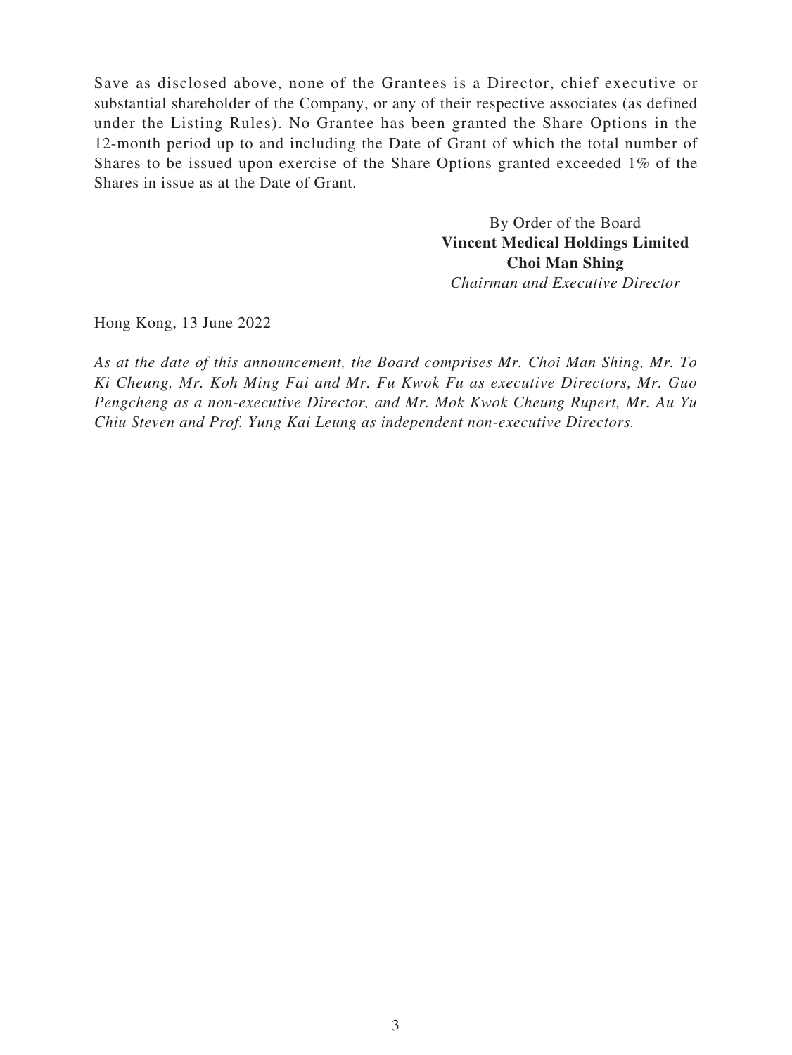Save as disclosed above, none of the Grantees is a Director, chief executive or substantial shareholder of the Company, or any of their respective associates (as defined under the Listing Rules). No Grantee has been granted the Share Options in the 12-month period up to and including the Date of Grant of which the total number of Shares to be issued upon exercise of the Share Options granted exceeded 1% of the Shares in issue as at the Date of Grant.

By Order of the Board
**Vincent Medical Holdings Limited**
**Choi Man Shing**
*Chairman and Executive Director*

Hong Kong, 13 June 2022

*As at the date of this announcement, the Board comprises Mr. Choi Man Shing, Mr. To Ki Cheung, Mr. Koh Ming Fai and Mr. Fu Kwok Fu as executive Directors, Mr. Guo Pengcheng as a non-executive Director, and Mr. Mok Kwok Cheung Rupert, Mr. Au Yu Chiu Steven and Prof. Yung Kai Leung as independent non-executive Directors.*